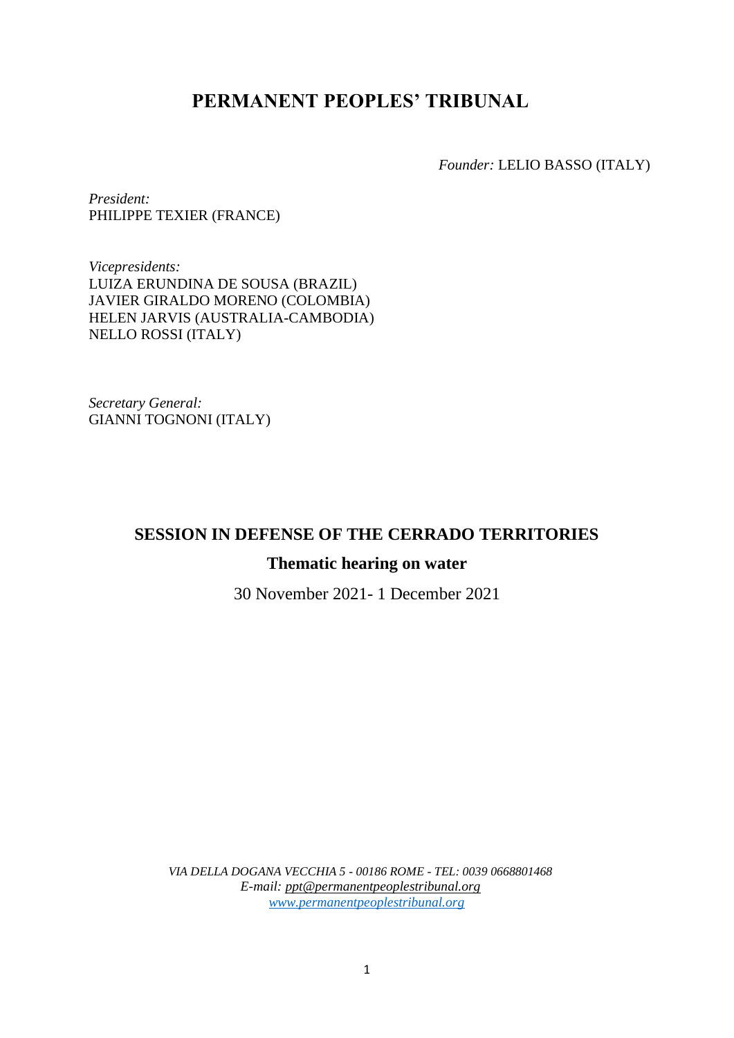# PERMANENT PEOPLES' TRIBUNAL

*Founder:* LELIO BASSO (ITALY)

*President:*
PHILIPPE TEXIER (FRANCE)

*Vicepresidents:*
LUIZA ERUNDINA DE SOUSA (BRAZIL)
JAVIER GIRALDO MORENO (COLOMBIA)
HELEN JARVIS (AUSTRALIA-CAMBODIA)
NELLO ROSSI (ITALY)

*Secretary General:*
GIANNI TOGNONI (ITALY)

## SESSION IN DEFENSE OF THE CERRADO TERRITORIES

### Thematic hearing on water

30 November 2021- 1 December 2021

*VIA DELLA DOGANA VECCHIA 5 - 00186 ROME - TEL: 0039 0668801468*
*E-mail: ppt@permanentpeoplestribunal.org*
*www.permanentpeoplestribunal.org*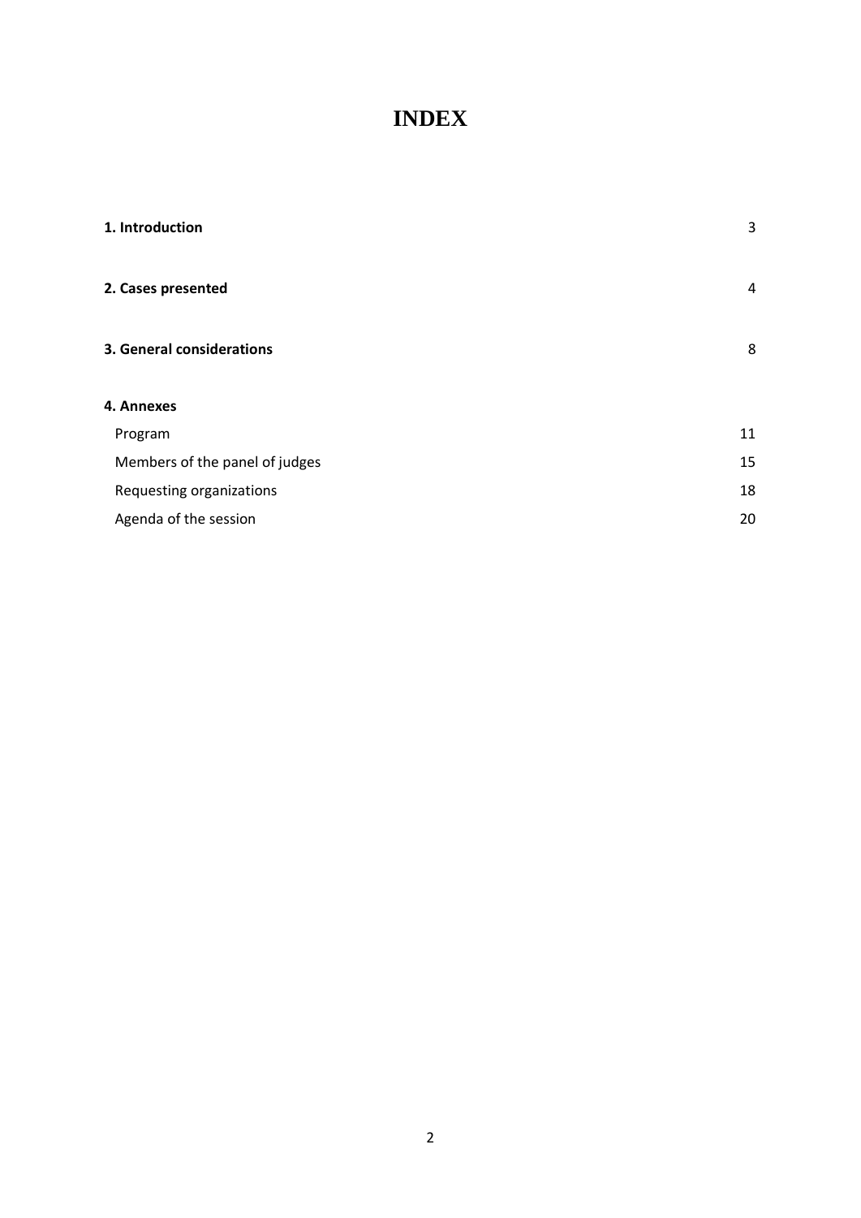# INDEX

| | |
|---|---|
| **1. Introduction** | 3 |
| **2. Cases presented** | 4 |
| **3. General considerations** | 8 |
| **4. Annexes** | |
| Program | 11 |
| Members of the panel of judges | 15 |
| Requesting organizations | 18 |
| Agenda of the session | 20 |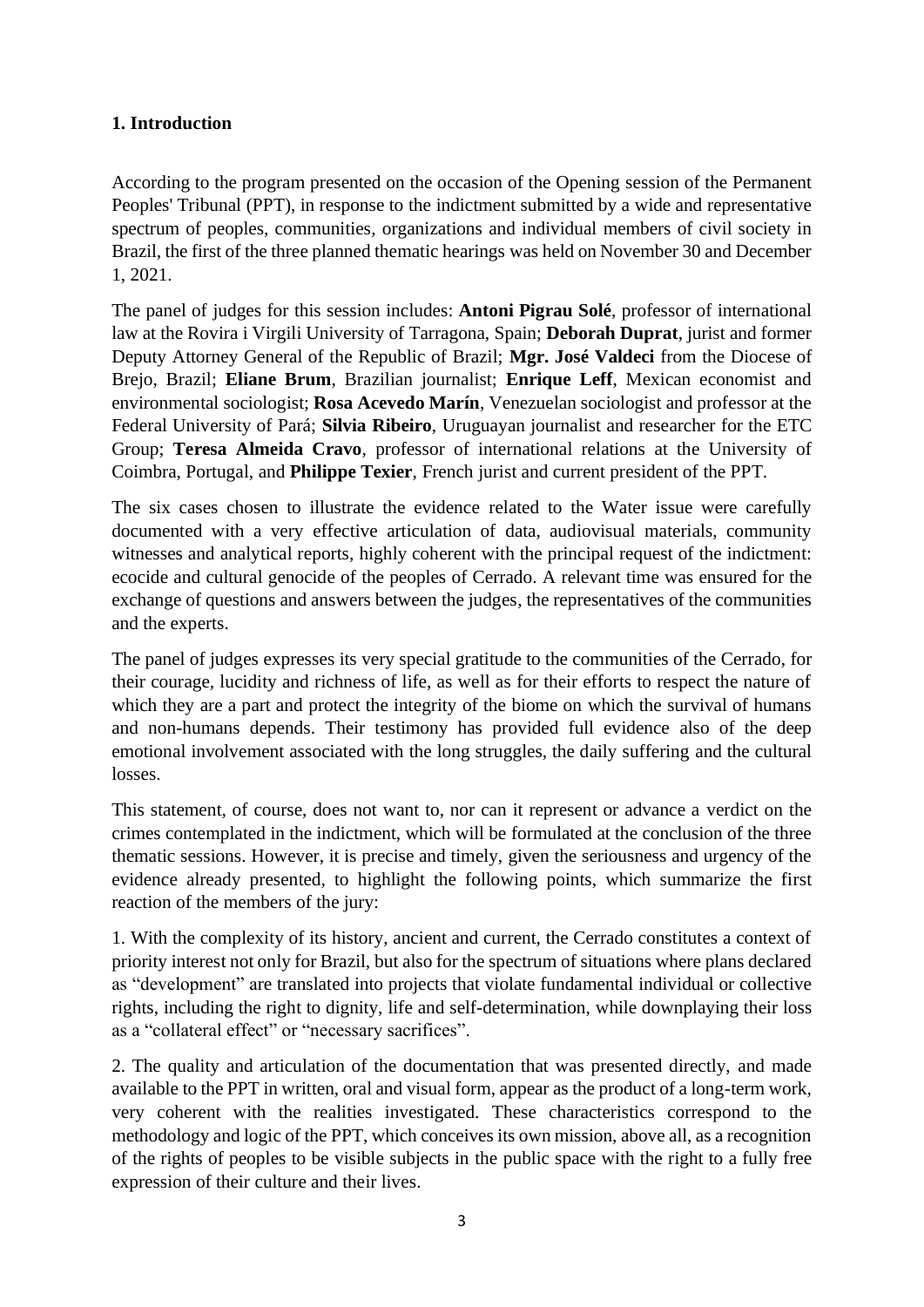## 1. Introduction

According to the program presented on the occasion of the Opening session of the Permanent Peoples' Tribunal (PPT), in response to the indictment submitted by a wide and representative spectrum of peoples, communities, organizations and individual members of civil society in Brazil, the first of the three planned thematic hearings was held on November 30 and December 1, 2021.

The panel of judges for this session includes: **Antoni Pigrau Solé**, professor of international law at the Rovira i Virgili University of Tarragona, Spain; **Deborah Duprat**, jurist and former Deputy Attorney General of the Republic of Brazil; **Mgr. José Valdeci** from the Diocese of Brejo, Brazil; **Eliane Brum**, Brazilian journalist; **Enrique Leff**, Mexican economist and environmental sociologist; **Rosa Acevedo Marín**, Venezuelan sociologist and professor at the Federal University of Pará; **Silvia Ribeiro**, Uruguayan journalist and researcher for the ETC Group; **Teresa Almeida Cravo**, professor of international relations at the University of Coimbra, Portugal, and **Philippe Texier**, French jurist and current president of the PPT.

The six cases chosen to illustrate the evidence related to the Water issue were carefully documented with a very effective articulation of data, audiovisual materials, community witnesses and analytical reports, highly coherent with the principal request of the indictment: ecocide and cultural genocide of the peoples of Cerrado. A relevant time was ensured for the exchange of questions and answers between the judges, the representatives of the communities and the experts.

The panel of judges expresses its very special gratitude to the communities of the Cerrado, for their courage, lucidity and richness of life, as well as for their efforts to respect the nature of which they are a part and protect the integrity of the biome on which the survival of humans and non-humans depends. Their testimony has provided full evidence also of the deep emotional involvement associated with the long struggles, the daily suffering and the cultural losses.

This statement, of course, does not want to, nor can it represent or advance a verdict on the crimes contemplated in the indictment, which will be formulated at the conclusion of the three thematic sessions. However, it is precise and timely, given the seriousness and urgency of the evidence already presented, to highlight the following points, which summarize the first reaction of the members of the jury:

1. With the complexity of its history, ancient and current, the Cerrado constitutes a context of priority interest not only for Brazil, but also for the spectrum of situations where plans declared as "development" are translated into projects that violate fundamental individual or collective rights, including the right to dignity, life and self-determination, while downplaying their loss as a "collateral effect" or "necessary sacrifices".

2. The quality and articulation of the documentation that was presented directly, and made available to the PPT in written, oral and visual form, appear as the product of a long-term work, very coherent with the realities investigated. These characteristics correspond to the methodology and logic of the PPT, which conceives its own mission, above all, as a recognition of the rights of peoples to be visible subjects in the public space with the right to a fully free expression of their culture and their lives.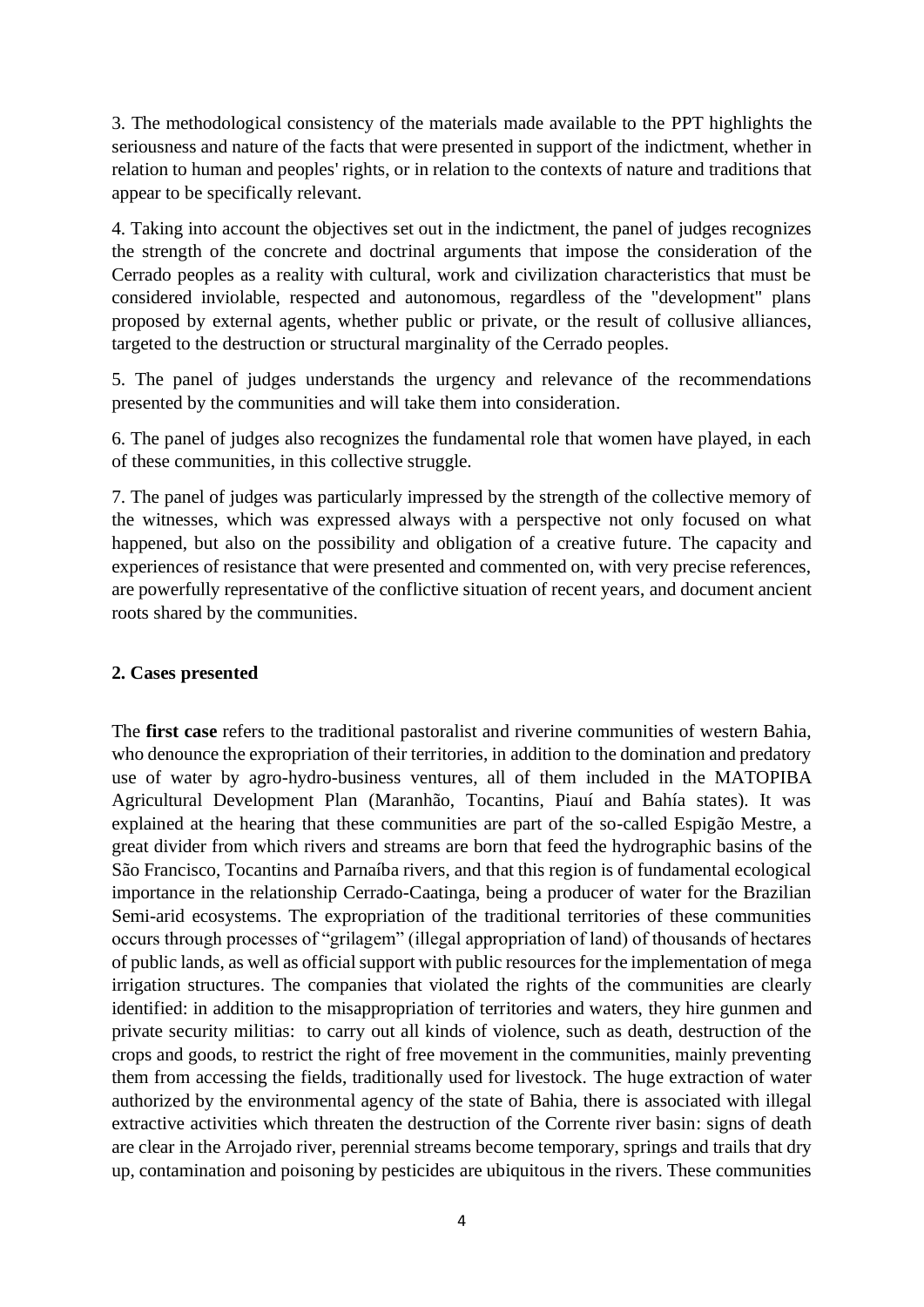3. The methodological consistency of the materials made available to the PPT highlights the seriousness and nature of the facts that were presented in support of the indictment, whether in relation to human and peoples' rights, or in relation to the contexts of nature and traditions that appear to be specifically relevant.

4. Taking into account the objectives set out in the indictment, the panel of judges recognizes the strength of the concrete and doctrinal arguments that impose the consideration of the Cerrado peoples as a reality with cultural, work and civilization characteristics that must be considered inviolable, respected and autonomous, regardless of the "development" plans proposed by external agents, whether public or private, or the result of collusive alliances, targeted to the destruction or structural marginality of the Cerrado peoples.

5. The panel of judges understands the urgency and relevance of the recommendations presented by the communities and will take them into consideration.

6. The panel of judges also recognizes the fundamental role that women have played, in each of these communities, in this collective struggle.

7. The panel of judges was particularly impressed by the strength of the collective memory of the witnesses, which was expressed always with a perspective not only focused on what happened, but also on the possibility and obligation of a creative future. The capacity and experiences of resistance that were presented and commented on, with very precise references, are powerfully representative of the conflictive situation of recent years, and document ancient roots shared by the communities.

## 2. Cases presented

The **first case** refers to the traditional pastoralist and riverine communities of western Bahia, who denounce the expropriation of their territories, in addition to the domination and predatory use of water by agro-hydro-business ventures, all of them included in the MATOPIBA Agricultural Development Plan (Maranhão, Tocantins, Piauí and Bahía states). It was explained at the hearing that these communities are part of the so-called Espigão Mestre, a great divider from which rivers and streams are born that feed the hydrographic basins of the São Francisco, Tocantins and Parnaíba rivers, and that this region is of fundamental ecological importance in the relationship Cerrado-Caatinga, being a producer of water for the Brazilian Semi-arid ecosystems. The expropriation of the traditional territories of these communities occurs through processes of "grilagem" (illegal appropriation of land) of thousands of hectares of public lands, as well as official support with public resources for the implementation of mega irrigation structures. The companies that violated the rights of the communities are clearly identified: in addition to the misappropriation of territories and waters, they hire gunmen and private security militias: to carry out all kinds of violence, such as death, destruction of the crops and goods, to restrict the right of free movement in the communities, mainly preventing them from accessing the fields, traditionally used for livestock. The huge extraction of water authorized by the environmental agency of the state of Bahia, there is associated with illegal extractive activities which threaten the destruction of the Corrente river basin: signs of death are clear in the Arrojado river, perennial streams become temporary, springs and trails that dry up, contamination and poisoning by pesticides are ubiquitous in the rivers. These communities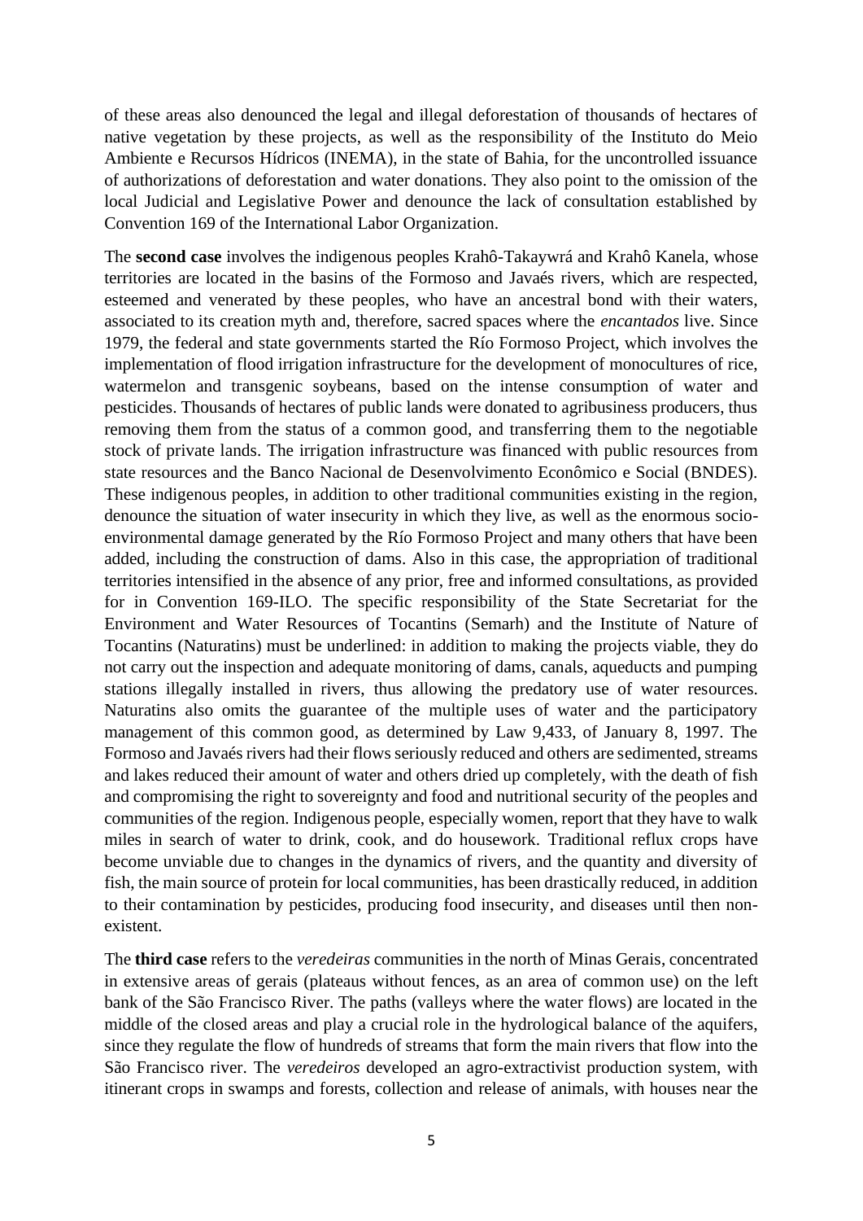of these areas also denounced the legal and illegal deforestation of thousands of hectares of native vegetation by these projects, as well as the responsibility of the Instituto do Meio Ambiente e Recursos Hídricos (INEMA), in the state of Bahia, for the uncontrolled issuance of authorizations of deforestation and water donations. They also point to the omission of the local Judicial and Legislative Power and denounce the lack of consultation established by Convention 169 of the International Labor Organization.

The **second case** involves the indigenous peoples Krahô-Takaywrá and Krahô Kanela, whose territories are located in the basins of the Formoso and Javaés rivers, which are respected, esteemed and venerated by these peoples, who have an ancestral bond with their waters, associated to its creation myth and, therefore, sacred spaces where the *encantados* live. Since 1979, the federal and state governments started the Río Formoso Project, which involves the implementation of flood irrigation infrastructure for the development of monocultures of rice, watermelon and transgenic soybeans, based on the intense consumption of water and pesticides. Thousands of hectares of public lands were donated to agribusiness producers, thus removing them from the status of a common good, and transferring them to the negotiable stock of private lands. The irrigation infrastructure was financed with public resources from state resources and the Banco Nacional de Desenvolvimento Econômico e Social (BNDES). These indigenous peoples, in addition to other traditional communities existing in the region, denounce the situation of water insecurity in which they live, as well as the enormous socio-environmental damage generated by the Río Formoso Project and many others that have been added, including the construction of dams. Also in this case, the appropriation of traditional territories intensified in the absence of any prior, free and informed consultations, as provided for in Convention 169-ILO. The specific responsibility of the State Secretariat for the Environment and Water Resources of Tocantins (Semarh) and the Institute of Nature of Tocantins (Naturatins) must be underlined: in addition to making the projects viable, they do not carry out the inspection and adequate monitoring of dams, canals, aqueducts and pumping stations illegally installed in rivers, thus allowing the predatory use of water resources. Naturatins also omits the guarantee of the multiple uses of water and the participatory management of this common good, as determined by Law 9,433, of January 8, 1997. The Formoso and Javaés rivers had their flows seriously reduced and others are sedimented, streams and lakes reduced their amount of water and others dried up completely, with the death of fish and compromising the right to sovereignty and food and nutritional security of the peoples and communities of the region. Indigenous people, especially women, report that they have to walk miles in search of water to drink, cook, and do housework. Traditional reflux crops have become unviable due to changes in the dynamics of rivers, and the quantity and diversity of fish, the main source of protein for local communities, has been drastically reduced, in addition to their contamination by pesticides, producing food insecurity, and diseases until then non-existent.

The **third case** refers to the *veredeiras* communities in the north of Minas Gerais, concentrated in extensive areas of gerais (plateaus without fences, as an area of common use) on the left bank of the São Francisco River. The paths (valleys where the water flows) are located in the middle of the closed areas and play a crucial role in the hydrological balance of the aquifers, since they regulate the flow of hundreds of streams that form the main rivers that flow into the São Francisco river. The *veredeiros* developed an agro-extractivist production system, with itinerant crops in swamps and forests, collection and release of animals, with houses near the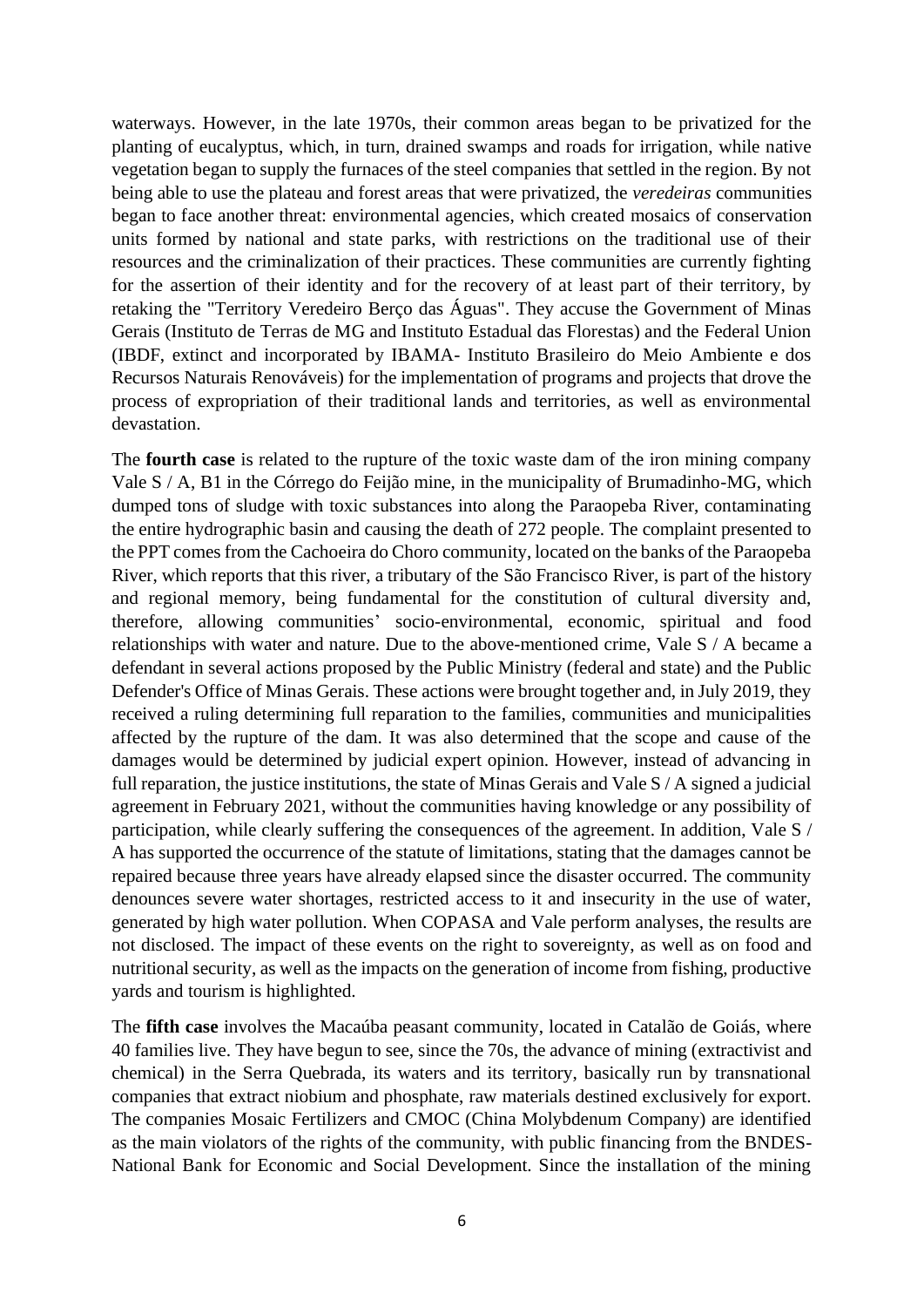waterways. However, in the late 1970s, their common areas began to be privatized for the planting of eucalyptus, which, in turn, drained swamps and roads for irrigation, while native vegetation began to supply the furnaces of the steel companies that settled in the region. By not being able to use the plateau and forest areas that were privatized, the *veredeiras* communities began to face another threat: environmental agencies, which created mosaics of conservation units formed by national and state parks, with restrictions on the traditional use of their resources and the criminalization of their practices. These communities are currently fighting for the assertion of their identity and for the recovery of at least part of their territory, by retaking the "Territory Veredeiro Berço das Águas". They accuse the Government of Minas Gerais (Instituto de Terras de MG and Instituto Estadual das Florestas) and the Federal Union (IBDF, extinct and incorporated by IBAMA- Instituto Brasileiro do Meio Ambiente e dos Recursos Naturais Renováveis) for the implementation of programs and projects that drove the process of expropriation of their traditional lands and territories, as well as environmental devastation.

The **fourth case** is related to the rupture of the toxic waste dam of the iron mining company Vale S / A, B1 in the Córrego do Feijão mine, in the municipality of Brumadinho-MG, which dumped tons of sludge with toxic substances into along the Paraopeba River, contaminating the entire hydrographic basin and causing the death of 272 people. The complaint presented to the PPT comes from the Cachoeira do Choro community, located on the banks of the Paraopeba River, which reports that this river, a tributary of the São Francisco River, is part of the history and regional memory, being fundamental for the constitution of cultural diversity and, therefore, allowing communities' socio-environmental, economic, spiritual and food relationships with water and nature. Due to the above-mentioned crime, Vale S / A became a defendant in several actions proposed by the Public Ministry (federal and state) and the Public Defender's Office of Minas Gerais. These actions were brought together and, in July 2019, they received a ruling determining full reparation to the families, communities and municipalities affected by the rupture of the dam. It was also determined that the scope and cause of the damages would be determined by judicial expert opinion. However, instead of advancing in full reparation, the justice institutions, the state of Minas Gerais and Vale S / A signed a judicial agreement in February 2021, without the communities having knowledge or any possibility of participation, while clearly suffering the consequences of the agreement. In addition, Vale S / A has supported the occurrence of the statute of limitations, stating that the damages cannot be repaired because three years have already elapsed since the disaster occurred. The community denounces severe water shortages, restricted access to it and insecurity in the use of water, generated by high water pollution. When COPASA and Vale perform analyses, the results are not disclosed. The impact of these events on the right to sovereignty, as well as on food and nutritional security, as well as the impacts on the generation of income from fishing, productive yards and tourism is highlighted.

The **fifth case** involves the Macaúba peasant community, located in Catalão de Goiás, where 40 families live. They have begun to see, since the 70s, the advance of mining (extractivist and chemical) in the Serra Quebrada, its waters and its territory, basically run by transnational companies that extract niobium and phosphate, raw materials destined exclusively for export. The companies Mosaic Fertilizers and CMOC (China Molybdenum Company) are identified as the main violators of the rights of the community, with public financing from the BNDES-National Bank for Economic and Social Development. Since the installation of the mining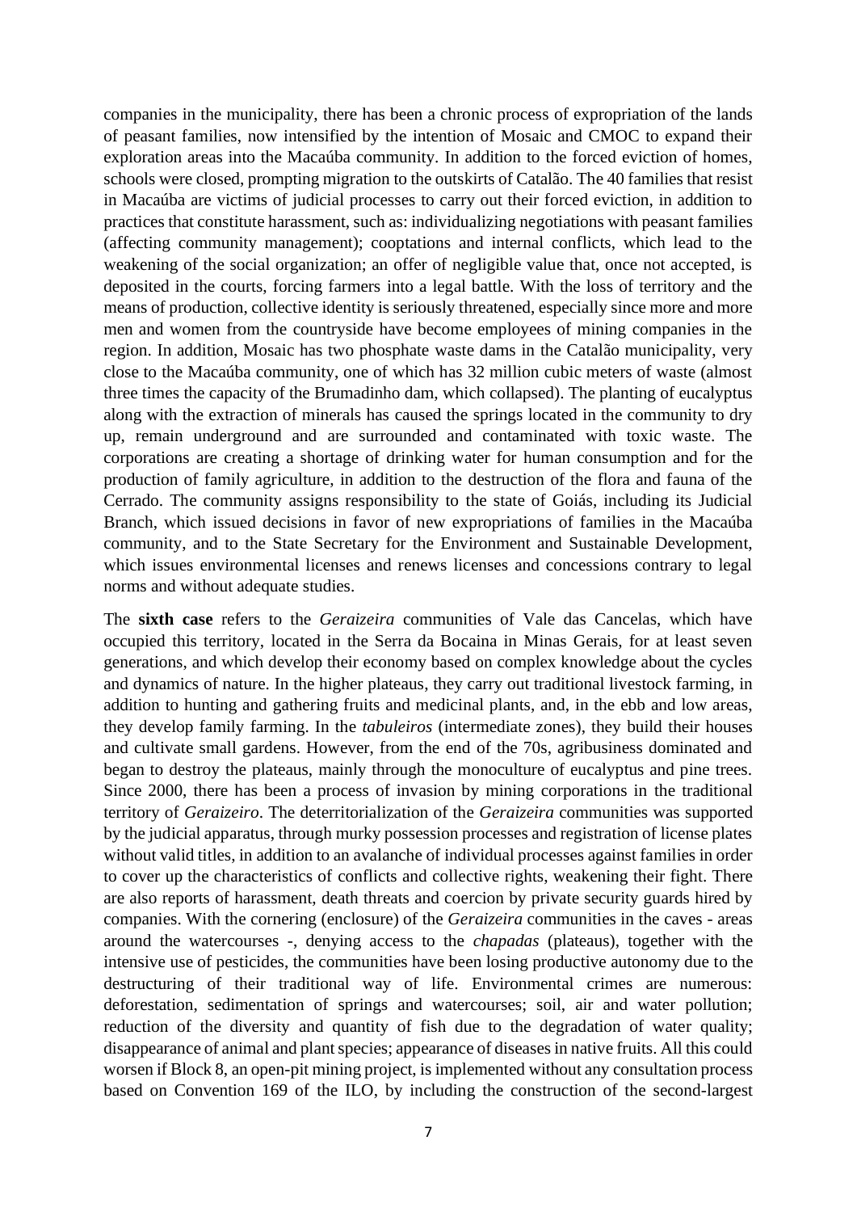companies in the municipality, there has been a chronic process of expropriation of the lands of peasant families, now intensified by the intention of Mosaic and CMOC to expand their exploration areas into the Macaúba community. In addition to the forced eviction of homes, schools were closed, prompting migration to the outskirts of Catalão. The 40 families that resist in Macaúba are victims of judicial processes to carry out their forced eviction, in addition to practices that constitute harassment, such as: individualizing negotiations with peasant families (affecting community management); cooptations and internal conflicts, which lead to the weakening of the social organization; an offer of negligible value that, once not accepted, is deposited in the courts, forcing farmers into a legal battle. With the loss of territory and the means of production, collective identity is seriously threatened, especially since more and more men and women from the countryside have become employees of mining companies in the region. In addition, Mosaic has two phosphate waste dams in the Catalão municipality, very close to the Macaúba community, one of which has 32 million cubic meters of waste (almost three times the capacity of the Brumadinho dam, which collapsed). The planting of eucalyptus along with the extraction of minerals has caused the springs located in the community to dry up, remain underground and are surrounded and contaminated with toxic waste. The corporations are creating a shortage of drinking water for human consumption and for the production of family agriculture, in addition to the destruction of the flora and fauna of the Cerrado. The community assigns responsibility to the state of Goiás, including its Judicial Branch, which issued decisions in favor of new expropriations of families in the Macaúba community, and to the State Secretary for the Environment and Sustainable Development, which issues environmental licenses and renews licenses and concessions contrary to legal norms and without adequate studies.

The **sixth case** refers to the *Geraizeira* communities of Vale das Cancelas, which have occupied this territory, located in the Serra da Bocaina in Minas Gerais, for at least seven generations, and which develop their economy based on complex knowledge about the cycles and dynamics of nature. In the higher plateaus, they carry out traditional livestock farming, in addition to hunting and gathering fruits and medicinal plants, and, in the ebb and low areas, they develop family farming. In the *tabuleiros* (intermediate zones), they build their houses and cultivate small gardens. However, from the end of the 70s, agribusiness dominated and began to destroy the plateaus, mainly through the monoculture of eucalyptus and pine trees. Since 2000, there has been a process of invasion by mining corporations in the traditional territory of *Geraizeiro*. The deterritorialization of the *Geraizeira* communities was supported by the judicial apparatus, through murky possession processes and registration of license plates without valid titles, in addition to an avalanche of individual processes against families in order to cover up the characteristics of conflicts and collective rights, weakening their fight. There are also reports of harassment, death threats and coercion by private security guards hired by companies. With the cornering (enclosure) of the *Geraizeira* communities in the caves - areas around the watercourses -, denying access to the *chapadas* (plateaus), together with the intensive use of pesticides, the communities have been losing productive autonomy due to the destructuring of their traditional way of life. Environmental crimes are numerous: deforestation, sedimentation of springs and watercourses; soil, air and water pollution; reduction of the diversity and quantity of fish due to the degradation of water quality; disappearance of animal and plant species; appearance of diseases in native fruits. All this could worsen if Block 8, an open-pit mining project, is implemented without any consultation process based on Convention 169 of the ILO, by including the construction of the second-largest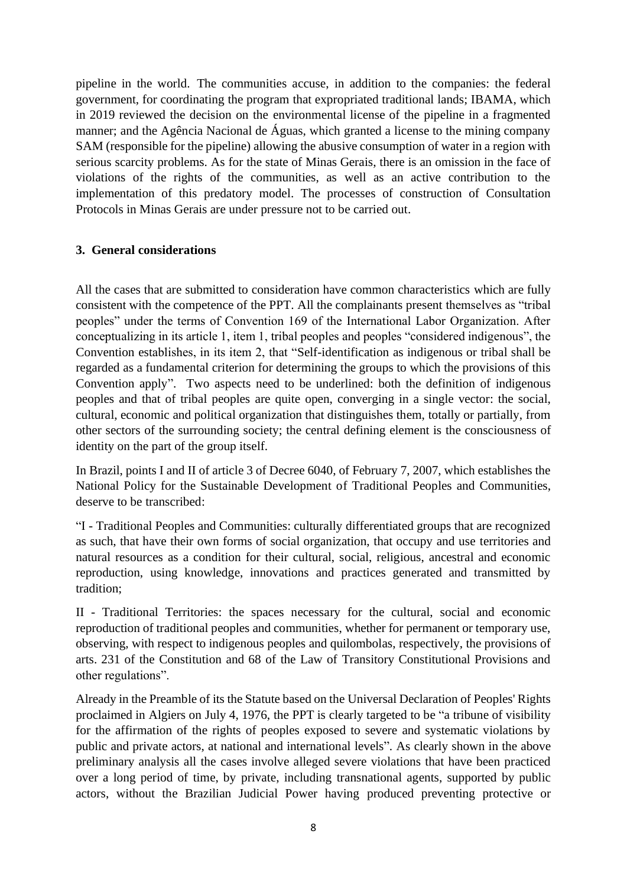pipeline in the world. The communities accuse, in addition to the companies: the federal government, for coordinating the program that expropriated traditional lands; IBAMA, which in 2019 reviewed the decision on the environmental license of the pipeline in a fragmented manner; and the Agência Nacional de Águas, which granted a license to the mining company SAM (responsible for the pipeline) allowing the abusive consumption of water in a region with serious scarcity problems. As for the state of Minas Gerais, there is an omission in the face of violations of the rights of the communities, as well as an active contribution to the implementation of this predatory model. The processes of construction of Consultation Protocols in Minas Gerais are under pressure not to be carried out.

## 3. General considerations

All the cases that are submitted to consideration have common characteristics which are fully consistent with the competence of the PPT. All the complainants present themselves as "tribal peoples" under the terms of Convention 169 of the International Labor Organization. After conceptualizing in its article 1, item 1, tribal peoples and peoples "considered indigenous", the Convention establishes, in its item 2, that "Self-identification as indigenous or tribal shall be regarded as a fundamental criterion for determining the groups to which the provisions of this Convention apply". Two aspects need to be underlined: both the definition of indigenous peoples and that of tribal peoples are quite open, converging in a single vector: the social, cultural, economic and political organization that distinguishes them, totally or partially, from other sectors of the surrounding society; the central defining element is the consciousness of identity on the part of the group itself.

In Brazil, points I and II of article 3 of Decree 6040, of February 7, 2007, which establishes the National Policy for the Sustainable Development of Traditional Peoples and Communities, deserve to be transcribed:

"I - Traditional Peoples and Communities: culturally differentiated groups that are recognized as such, that have their own forms of social organization, that occupy and use territories and natural resources as a condition for their cultural, social, religious, ancestral and economic reproduction, using knowledge, innovations and practices generated and transmitted by tradition;

II - Traditional Territories: the spaces necessary for the cultural, social and economic reproduction of traditional peoples and communities, whether for permanent or temporary use, observing, with respect to indigenous peoples and quilombolas, respectively, the provisions of arts. 231 of the Constitution and 68 of the Law of Transitory Constitutional Provisions and other regulations".

Already in the Preamble of its the Statute based on the Universal Declaration of Peoples' Rights proclaimed in Algiers on July 4, 1976, the PPT is clearly targeted to be "a tribune of visibility for the affirmation of the rights of peoples exposed to severe and systematic violations by public and private actors, at national and international levels". As clearly shown in the above preliminary analysis all the cases involve alleged severe violations that have been practiced over a long period of time, by private, including transnational agents, supported by public actors, without the Brazilian Judicial Power having produced preventing protective or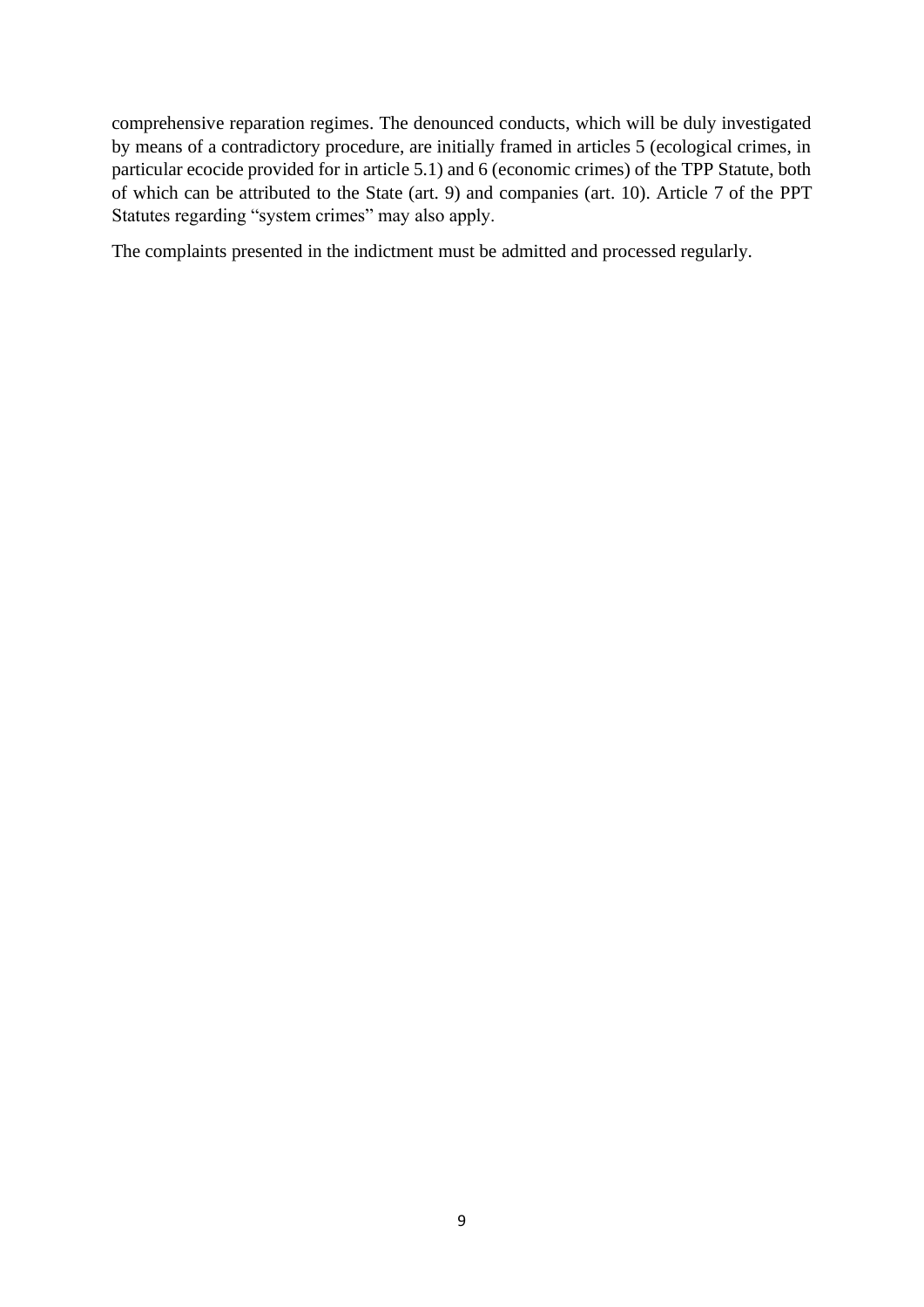comprehensive reparation regimes. The denounced conducts, which will be duly investigated by means of a contradictory procedure, are initially framed in articles 5 (ecological crimes, in particular ecocide provided for in article 5.1) and 6 (economic crimes) of the TPP Statute, both of which can be attributed to the State (art. 9) and companies (art. 10). Article 7 of the PPT Statutes regarding "system crimes" may also apply.

The complaints presented in the indictment must be admitted and processed regularly.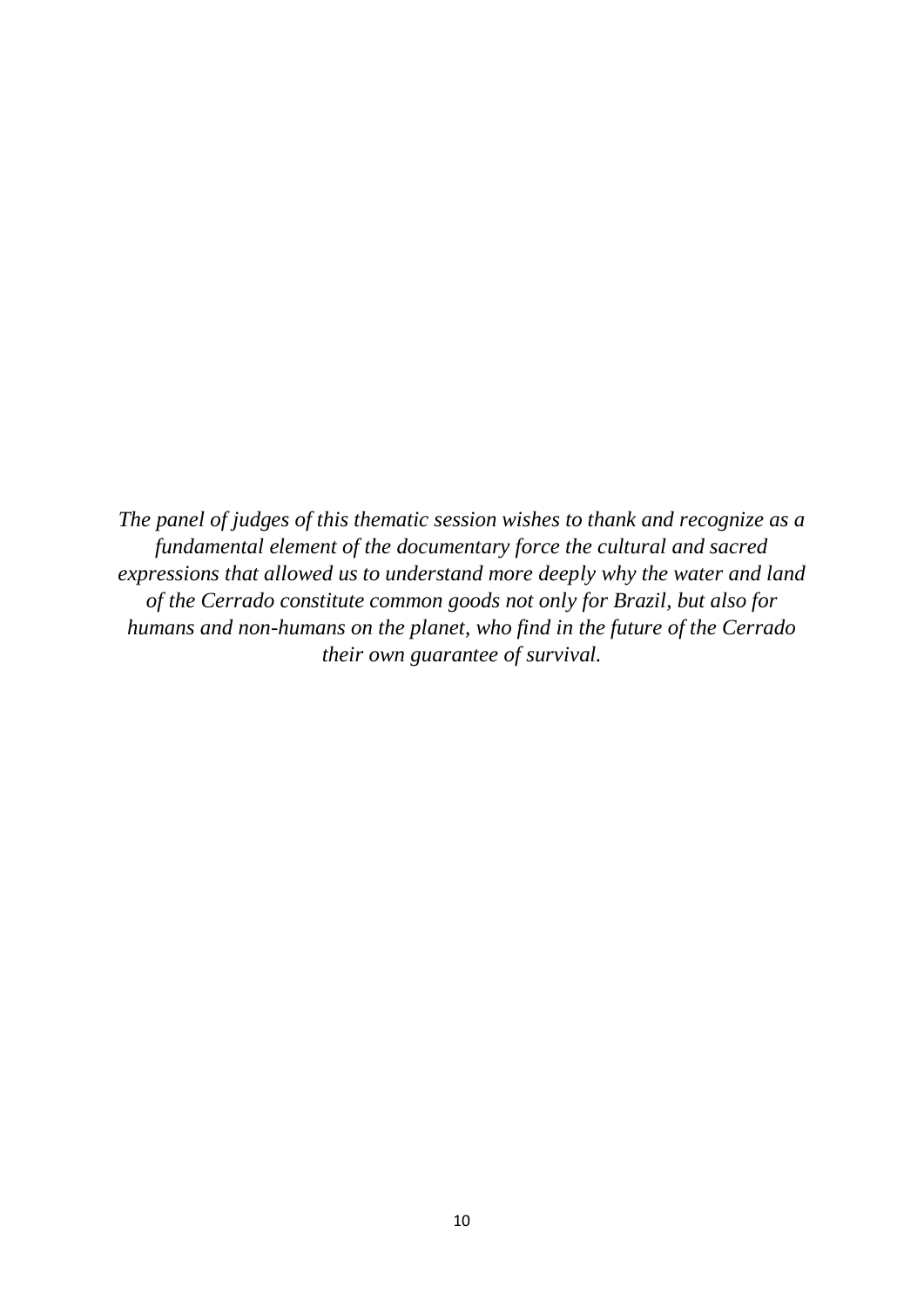*The panel of judges of this thematic session wishes to thank and recognize as a fundamental element of the documentary force the cultural and sacred expressions that allowed us to understand more deeply why the water and land of the Cerrado constitute common goods not only for Brazil, but also for humans and non-humans on the planet, who find in the future of the Cerrado their own guarantee of survival.*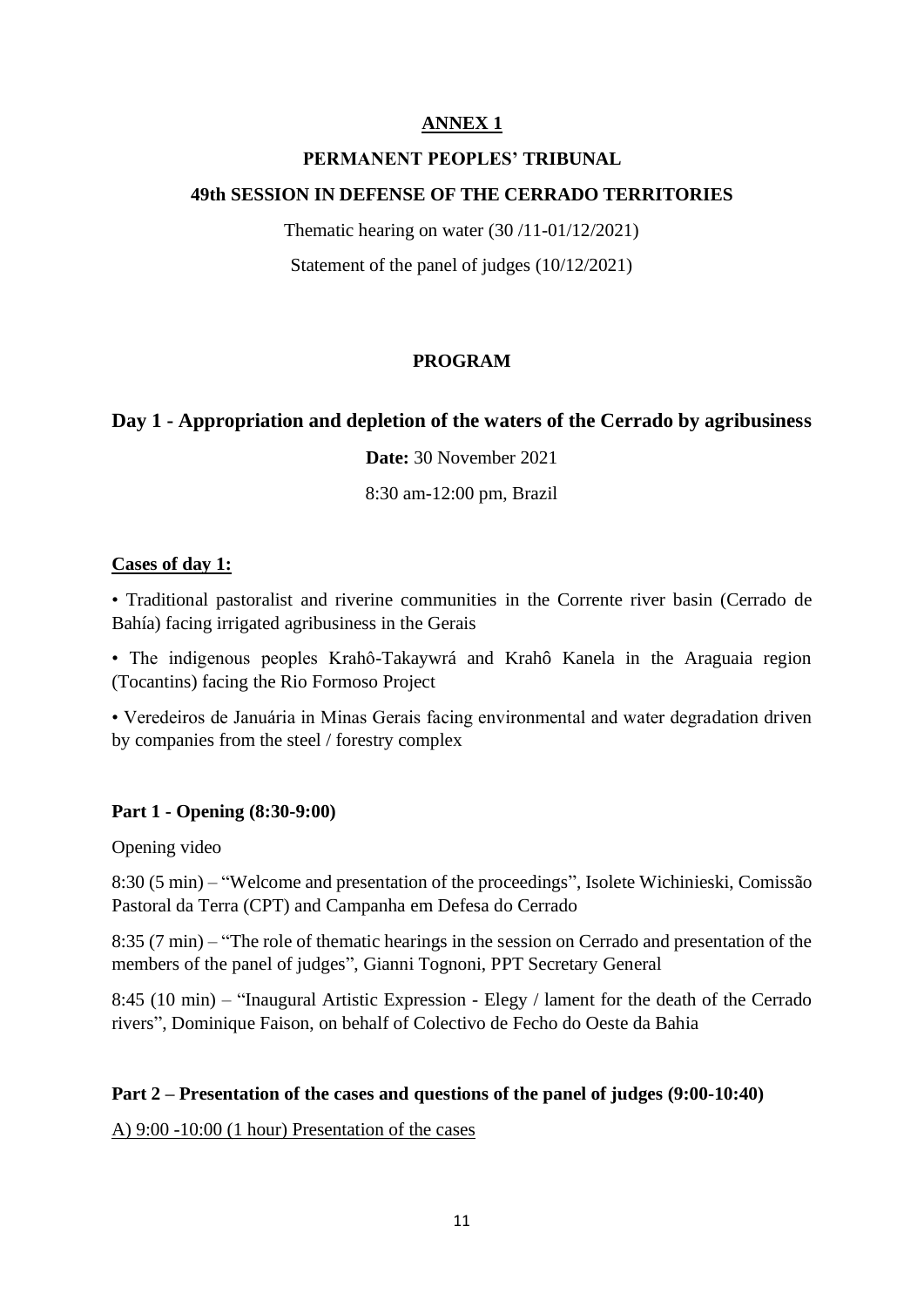**ANNEX 1**

**PERMANENT PEOPLES' TRIBUNAL**

**49th SESSION IN DEFENSE OF THE CERRADO TERRITORIES**

Thematic hearing on water (30 /11-01/12/2021)

Statement of the panel of judges (10/12/2021)

**PROGRAM**

## Day 1 - Appropriation and depletion of the waters of the Cerrado by agribusiness

**Date:** 30 November 2021

8:30 am-12:00 pm, Brazil

**Cases of day 1:**

• Traditional pastoralist and riverine communities in the Corrente river basin (Cerrado de Bahía) facing irrigated agribusiness in the Gerais

• The indigenous peoples Krahô-Takaywrá and Krahô Kanela in the Araguaia region (Tocantins) facing the Rio Formoso Project

• Veredeiros de Januária in Minas Gerais facing environmental and water degradation driven by companies from the steel / forestry complex

**Part 1 - Opening (8:30-9:00)**

Opening video

8:30 (5 min) – "Welcome and presentation of the proceedings", Isolete Wichinieski, Comissão Pastoral da Terra (CPT) and Campanha em Defesa do Cerrado

8:35 (7 min) – "The role of thematic hearings in the session on Cerrado and presentation of the members of the panel of judges", Gianni Tognoni, PPT Secretary General

8:45 (10 min) – "Inaugural Artistic Expression - Elegy / lament for the death of the Cerrado rivers", Dominique Faison, on behalf of Colectivo de Fecho do Oeste da Bahia

**Part 2 – Presentation of the cases and questions of the panel of judges (9:00-10:40)**

A) 9:00 -10:00 (1 hour) Presentation of the cases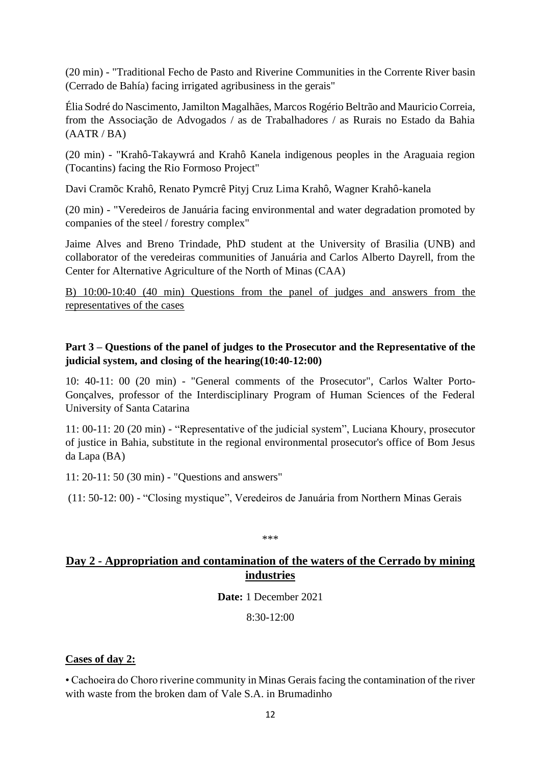(20 min) - "Traditional Fecho de Pasto and Riverine Communities in the Corrente River basin (Cerrado de Bahía) facing irrigated agribusiness in the gerais"

Élia Sodré do Nascimento, Jamilton Magalhães, Marcos Rogério Beltrão and Mauricio Correia, from the Associação de Advogados / as de Trabalhadores / as Rurais no Estado da Bahia (AATR / BA)

(20 min) - "Krahô-Takaywrá and Krahô Kanela indigenous peoples in the Araguaia region (Tocantins) facing the Rio Formoso Project"

Davi Cramõc Krahô, Renato Pymcrê Pityj Cruz Lima Krahô, Wagner Krahô-kanela

(20 min) - "Veredeiros de Januária facing environmental and water degradation promoted by companies of the steel / forestry complex"

Jaime Alves and Breno Trindade, PhD student at the University of Brasilia (UNB) and collaborator of the veredeiras communities of Januária and Carlos Alberto Dayrell, from the Center for Alternative Agriculture of the North of Minas (CAA)

B) 10:00-10:40 (40 min) Questions from the panel of judges and answers from the representatives of the cases

**Part 3 – Questions of the panel of judges to the Prosecutor and the Representative of the judicial system, and closing of the hearing(10:40-12:00)**

10: 40-11: 00 (20 min) - "General comments of the Prosecutor", Carlos Walter Porto-Gonçalves, professor of the Interdisciplinary Program of Human Sciences of the Federal University of Santa Catarina

11: 00-11: 20 (20 min) - "Representative of the judicial system", Luciana Khoury, prosecutor of justice in Bahia, substitute in the regional environmental prosecutor's office of Bom Jesus da Lapa (BA)

11: 20-11: 50 (30 min) - "Questions and answers"

(11: 50-12: 00) - "Closing mystique", Veredeiros de Januária from Northern Minas Gerais

\*\*\*

## Day 2 - Appropriation and contamination of the waters of the Cerrado by mining industries

**Date:** 1 December 2021

8:30-12:00

**Cases of day 2:**

- Cachoeira do Choro riverine community in Minas Gerais facing the contamination of the river with waste from the broken dam of Vale S.A. in Brumadinho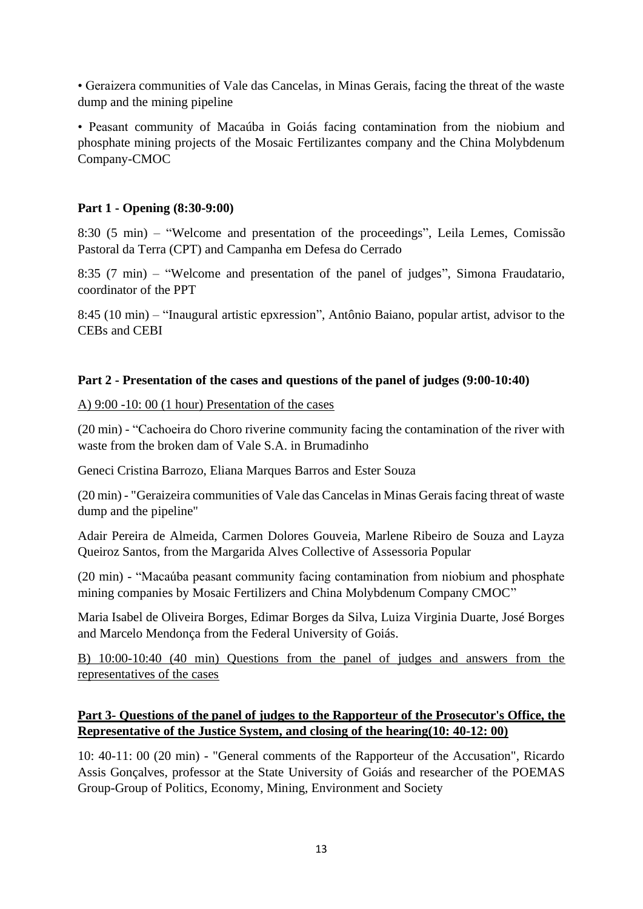• Geraizera communities of Vale das Cancelas, in Minas Gerais, facing the threat of the waste dump and the mining pipeline

• Peasant community of Macaúba in Goiás facing contamination from the niobium and phosphate mining projects of the Mosaic Fertilizantes company and the China Molybdenum Company-CMOC

**Part 1 - Opening (8:30-9:00)**

8:30 (5 min) – "Welcome and presentation of the proceedings", Leila Lemes, Comissão Pastoral da Terra (CPT) and Campanha em Defesa do Cerrado

8:35 (7 min) – "Welcome and presentation of the panel of judges", Simona Fraudatario, coordinator of the PPT

8:45 (10 min) – "Inaugural artistic epxression", Antônio Baiano, popular artist, advisor to the CEBs and CEBI

**Part 2 - Presentation of the cases and questions of the panel of judges (9:00-10:40)**

A) 9:00 -10: 00 (1 hour) Presentation of the cases

(20 min) - "Cachoeira do Choro riverine community facing the contamination of the river with waste from the broken dam of Vale S.A. in Brumadinho

Geneci Cristina Barrozo, Eliana Marques Barros and Ester Souza

(20 min) - "Geraizeira communities of Vale das Cancelas in Minas Gerais facing threat of waste dump and the pipeline"

Adair Pereira de Almeida, Carmen Dolores Gouveia, Marlene Ribeiro de Souza and Layza Queiroz Santos, from the Margarida Alves Collective of Assessoria Popular

(20 min) - "Macaúba peasant community facing contamination from niobium and phosphate mining companies by Mosaic Fertilizers and China Molybdenum Company CMOC"

Maria Isabel de Oliveira Borges, Edimar Borges da Silva, Luiza Virginia Duarte, José Borges and Marcelo Mendonça from the Federal University of Goiás.

B) 10:00-10:40 (40 min) Questions from the panel of judges and answers from the representatives of the cases

**Part 3- Questions of the panel of judges to the Rapporteur of the Prosecutor's Office, the Representative of the Justice System, and closing of the hearing(10: 40-12: 00)**

10: 40-11: 00 (20 min) - "General comments of the Rapporteur of the Accusation", Ricardo Assis Gonçalves, professor at the State University of Goiás and researcher of the POEMAS Group-Group of Politics, Economy, Mining, Environment and Society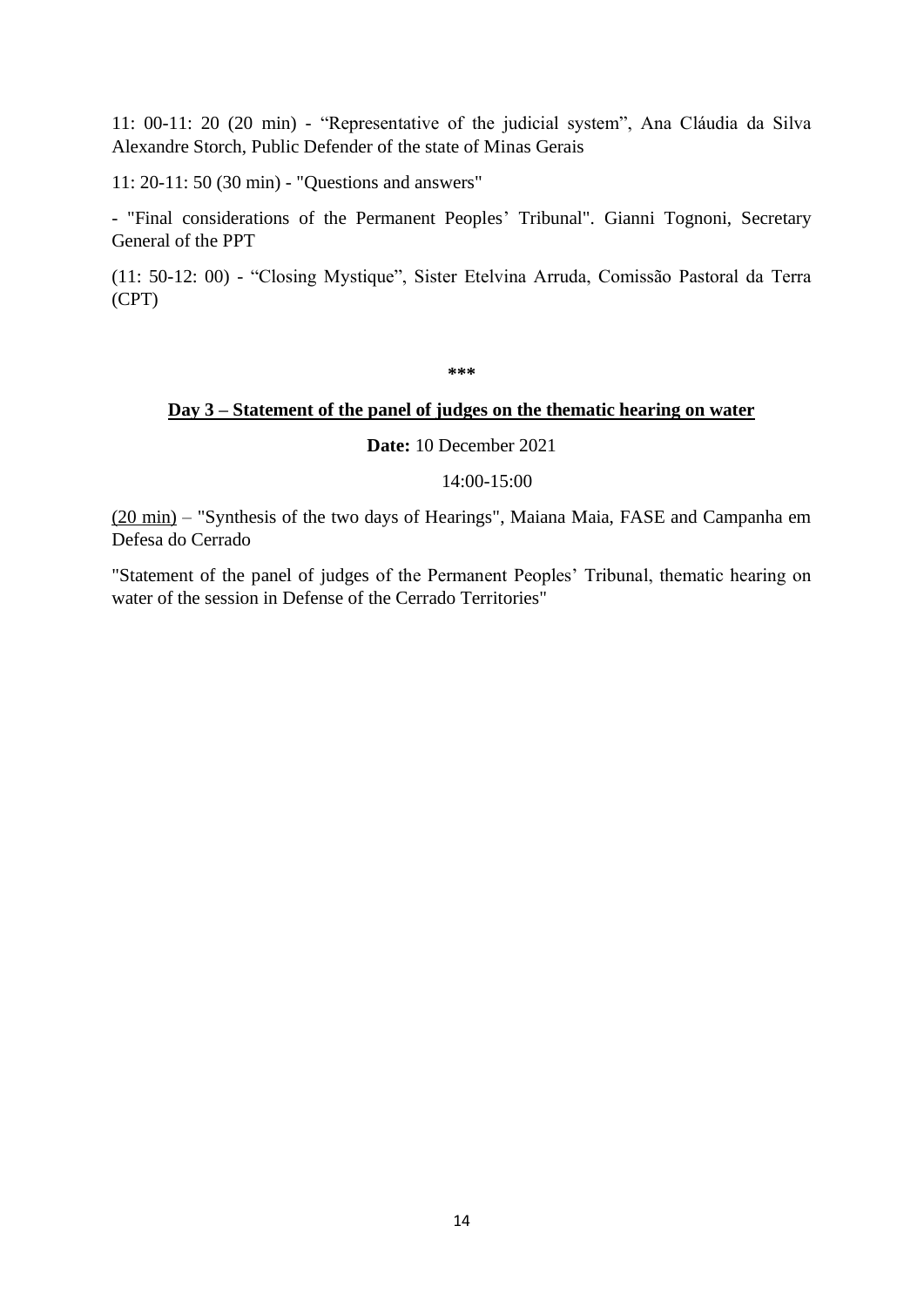11: 00-11: 20 (20 min) - “Representative of the judicial system”, Ana Cláudia da Silva Alexandre Storch, Public Defender of the state of Minas Gerais

11: 20-11: 50 (30 min) - "Questions and answers"

- "Final considerations of the Permanent Peoples’ Tribunal". Gianni Tognoni, Secretary General of the PPT

(11: 50-12: 00) - “Closing Mystique”, Sister Etelvina Arruda, Comissão Pastoral da Terra (CPT)

***

**Day 3 – Statement of the panel of judges on the thematic hearing on water**

**Date:** 10 December 2021

14:00-15:00

(20 min) – "Synthesis of the two days of Hearings", Maiana Maia, FASE and Campanha em Defesa do Cerrado

"Statement of the panel of judges of the Permanent Peoples’ Tribunal, thematic hearing on water of the session in Defense of the Cerrado Territories"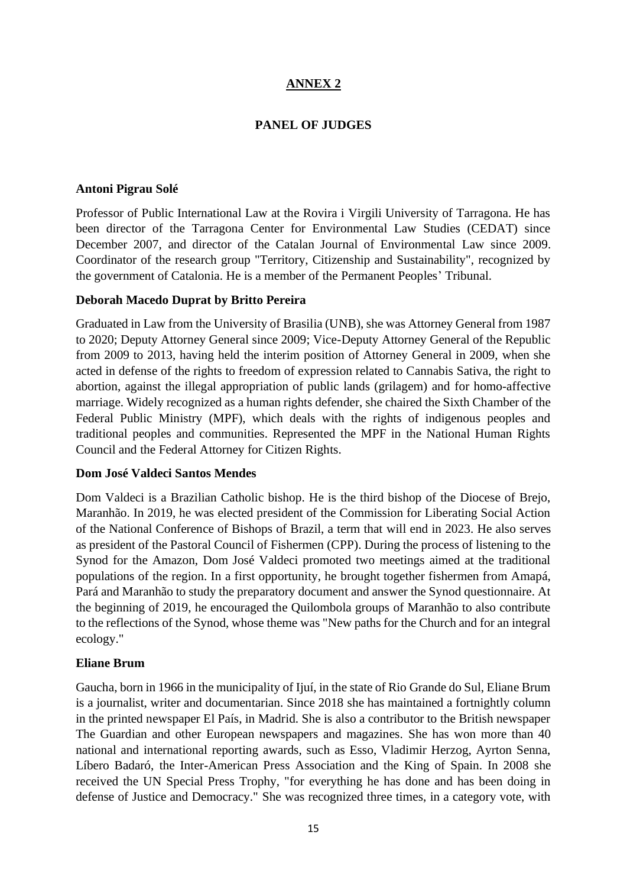## ANNEX 2

## PANEL OF JUDGES

**Antoni Pigrau Solé**

Professor of Public International Law at the Rovira i Virgili University of Tarragona. He has been director of the Tarragona Center for Environmental Law Studies (CEDAT) since December 2007, and director of the Catalan Journal of Environmental Law since 2009. Coordinator of the research group "Territory, Citizenship and Sustainability", recognized by the government of Catalonia. He is a member of the Permanent Peoples' Tribunal.

**Deborah Macedo Duprat by Britto Pereira**

Graduated in Law from the University of Brasilia (UNB), she was Attorney General from 1987 to 2020; Deputy Attorney General since 2009; Vice-Deputy Attorney General of the Republic from 2009 to 2013, having held the interim position of Attorney General in 2009, when she acted in defense of the rights to freedom of expression related to Cannabis Sativa, the right to abortion, against the illegal appropriation of public lands (grilagem) and for homo-affective marriage. Widely recognized as a human rights defender, she chaired the Sixth Chamber of the Federal Public Ministry (MPF), which deals with the rights of indigenous peoples and traditional peoples and communities. Represented the MPF in the National Human Rights Council and the Federal Attorney for Citizen Rights.

**Dom José Valdeci Santos Mendes**

Dom Valdeci is a Brazilian Catholic bishop. He is the third bishop of the Diocese of Brejo, Maranhão. In 2019, he was elected president of the Commission for Liberating Social Action of the National Conference of Bishops of Brazil, a term that will end in 2023. He also serves as president of the Pastoral Council of Fishermen (CPP). During the process of listening to the Synod for the Amazon, Dom José Valdeci promoted two meetings aimed at the traditional populations of the region. In a first opportunity, he brought together fishermen from Amapá, Pará and Maranhão to study the preparatory document and answer the Synod questionnaire. At the beginning of 2019, he encouraged the Quilombola groups of Maranhão to also contribute to the reflections of the Synod, whose theme was "New paths for the Church and for an integral ecology."

**Eliane Brum**

Gaucha, born in 1966 in the municipality of Ijuí, in the state of Rio Grande do Sul, Eliane Brum is a journalist, writer and documentarian. Since 2018 she has maintained a fortnightly column in the printed newspaper El País, in Madrid. She is also a contributor to the British newspaper The Guardian and other European newspapers and magazines. She has won more than 40 national and international reporting awards, such as Esso, Vladimir Herzog, Ayrton Senna, Líbero Badaró, the Inter-American Press Association and the King of Spain. In 2008 she received the UN Special Press Trophy, "for everything he has done and has been doing in defense of Justice and Democracy." She was recognized three times, in a category vote, with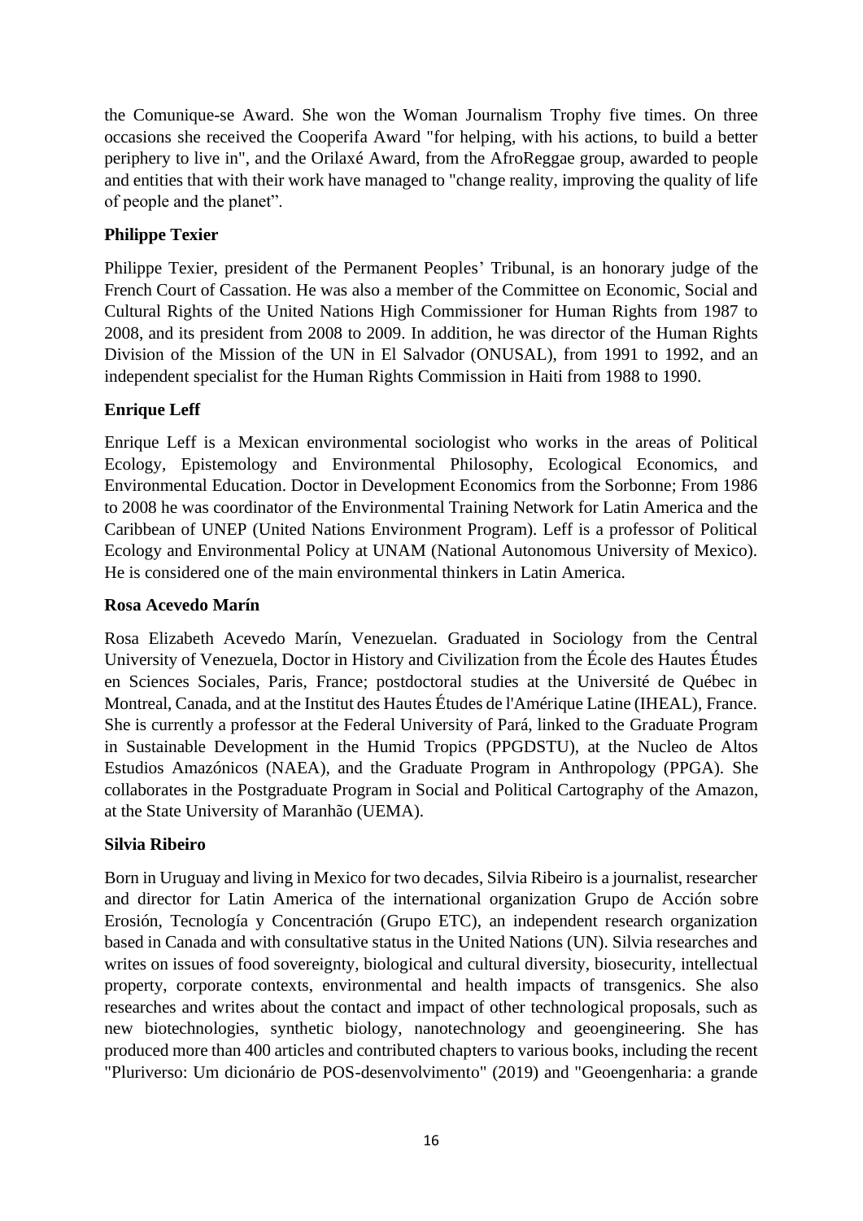the Comunique-se Award. She won the Woman Journalism Trophy five times. On three occasions she received the Cooperifa Award "for helping, with his actions, to build a better periphery to live in", and the Orilaxé Award, from the AfroReggae group, awarded to people and entities that with their work have managed to "change reality, improving the quality of life of people and the planet".

**Philippe Texier**

Philippe Texier, president of the Permanent Peoples' Tribunal, is an honorary judge of the French Court of Cassation. He was also a member of the Committee on Economic, Social and Cultural Rights of the United Nations High Commissioner for Human Rights from 1987 to 2008, and its president from 2008 to 2009. In addition, he was director of the Human Rights Division of the Mission of the UN in El Salvador (ONUSAL), from 1991 to 1992, and an independent specialist for the Human Rights Commission in Haiti from 1988 to 1990.

**Enrique Leff**

Enrique Leff is a Mexican environmental sociologist who works in the areas of Political Ecology, Epistemology and Environmental Philosophy, Ecological Economics, and Environmental Education. Doctor in Development Economics from the Sorbonne; From 1986 to 2008 he was coordinator of the Environmental Training Network for Latin America and the Caribbean of UNEP (United Nations Environment Program). Leff is a professor of Political Ecology and Environmental Policy at UNAM (National Autonomous University of Mexico). He is considered one of the main environmental thinkers in Latin America.

**Rosa Acevedo Marín**

Rosa Elizabeth Acevedo Marín, Venezuelan. Graduated in Sociology from the Central University of Venezuela, Doctor in History and Civilization from the École des Hautes Études en Sciences Sociales, Paris, France; postdoctoral studies at the Université de Québec in Montreal, Canada, and at the Institut des Hautes Études de l'Amérique Latine (IHEAL), France. She is currently a professor at the Federal University of Pará, linked to the Graduate Program in Sustainable Development in the Humid Tropics (PPGDSTU), at the Nucleo de Altos Estudios Amazónicos (NAEA), and the Graduate Program in Anthropology (PPGA). She collaborates in the Postgraduate Program in Social and Political Cartography of the Amazon, at the State University of Maranhão (UEMA).

**Silvia Ribeiro**

Born in Uruguay and living in Mexico for two decades, Silvia Ribeiro is a journalist, researcher and director for Latin America of the international organization Grupo de Acción sobre Erosión, Tecnología y Concentración (Grupo ETC), an independent research organization based in Canada and with consultative status in the United Nations (UN). Silvia researches and writes on issues of food sovereignty, biological and cultural diversity, biosecurity, intellectual property, corporate contexts, environmental and health impacts of transgenics. She also researches and writes about the contact and impact of other technological proposals, such as new biotechnologies, synthetic biology, nanotechnology and geoengineering. She has produced more than 400 articles and contributed chapters to various books, including the recent "Pluriverso: Um dicionário de POS-desenvolvimento" (2019) and "Geoengenharia: a grande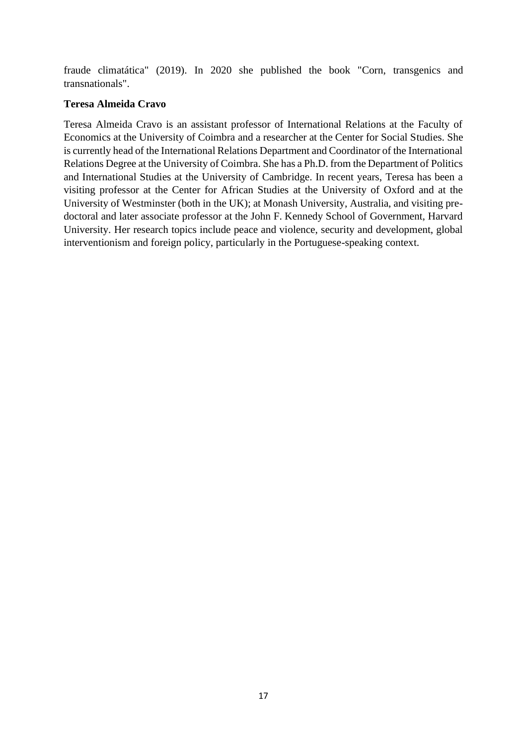fraude climatática" (2019). In 2020 she published the book "Corn, transgenics and transnationals".

**Teresa Almeida Cravo**

Teresa Almeida Cravo is an assistant professor of International Relations at the Faculty of Economics at the University of Coimbra and a researcher at the Center for Social Studies. She is currently head of the International Relations Department and Coordinator of the International Relations Degree at the University of Coimbra. She has a Ph.D. from the Department of Politics and International Studies at the University of Cambridge. In recent years, Teresa has been a visiting professor at the Center for African Studies at the University of Oxford and at the University of Westminster (both in the UK); at Monash University, Australia, and visiting pre-doctoral and later associate professor at the John F. Kennedy School of Government, Harvard University. Her research topics include peace and violence, security and development, global interventionism and foreign policy, particularly in the Portuguese-speaking context.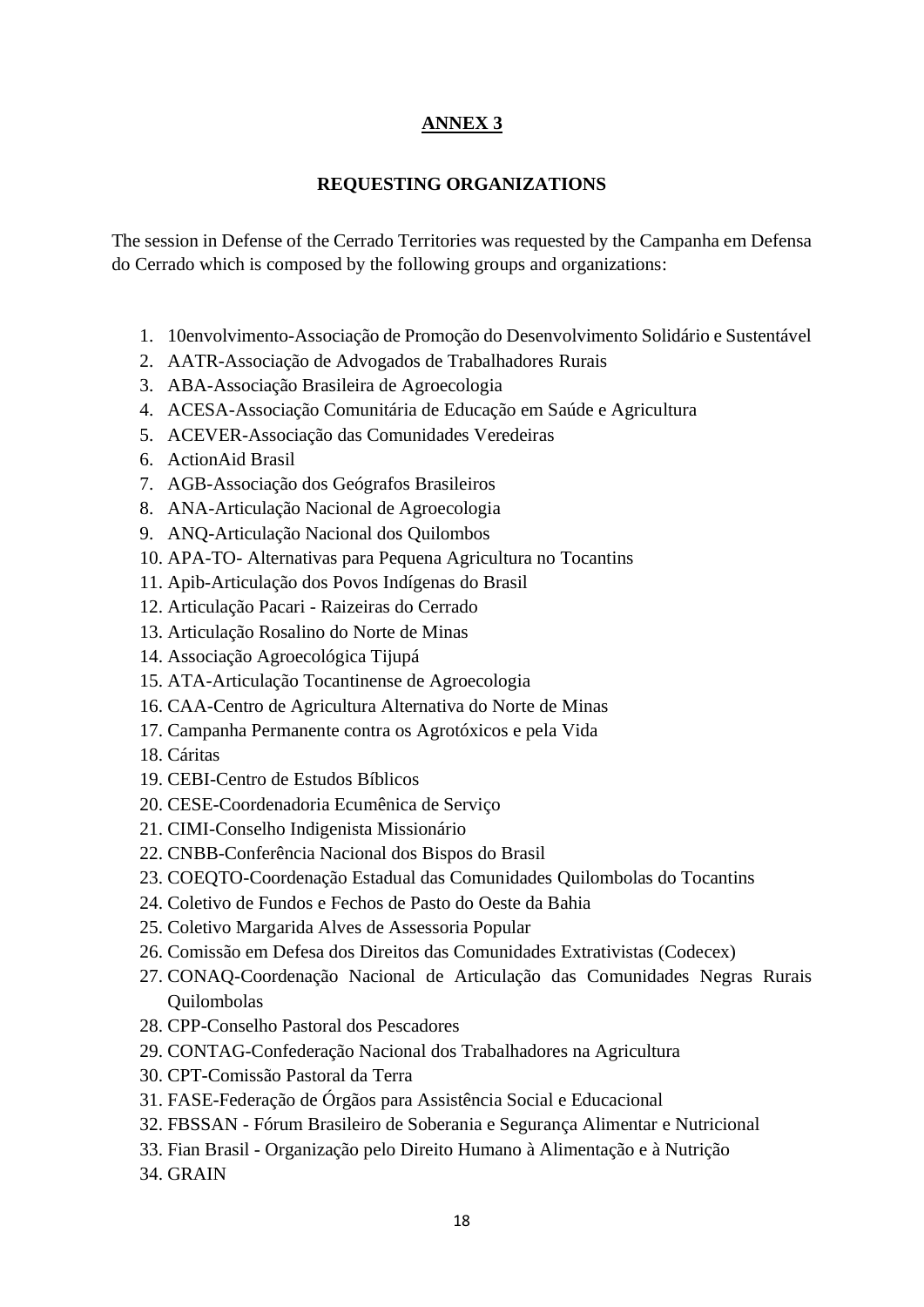## ANNEX 3

### REQUESTING ORGANIZATIONS

The session in Defense of the Cerrado Territories was requested by the Campanha em Defensa do Cerrado which is composed by the following groups and organizations:

1. 10envolvimento-Associação de Promoção do Desenvolvimento Solidário e Sustentável
2. AATR-Associação de Advogados de Trabalhadores Rurais
3. ABA-Associação Brasileira de Agroecologia
4. ACESA-Associação Comunitária de Educação em Saúde e Agricultura
5. ACEVER-Associação das Comunidades Veredeiras
6. ActionAid Brasil
7. AGB-Associação dos Geógrafos Brasileiros
8. ANA-Articulação Nacional de Agroecologia
9. ANQ-Articulação Nacional dos Quilombos
10. APA-TO- Alternativas para Pequena Agricultura no Tocantins
11. Apib-Articulação dos Povos Indígenas do Brasil
12. Articulação Pacari - Raizeiras do Cerrado
13. Articulação Rosalino do Norte de Minas
14. Associação Agroecológica Tijupá
15. ATA-Articulação Tocantinense de Agroecologia
16. CAA-Centro de Agricultura Alternativa do Norte de Minas
17. Campanha Permanente contra os Agrotóxicos e pela Vida
18. Cáritas
19. CEBI-Centro de Estudos Bíblicos
20. CESE-Coordenadoria Ecumênica de Serviço
21. CIMI-Conselho Indigenista Missionário
22. CNBB-Conferência Nacional dos Bispos do Brasil
23. COEQTO-Coordenação Estadual das Comunidades Quilombolas do Tocantins
24. Coletivo de Fundos e Fechos de Pasto do Oeste da Bahia
25. Coletivo Margarida Alves de Assessoria Popular
26. Comissão em Defesa dos Direitos das Comunidades Extrativistas (Codecex)
27. CONAQ-Coordenação Nacional de Articulação das Comunidades Negras Rurais Quilombolas
28. CPP-Conselho Pastoral dos Pescadores
29. CONTAG-Confederação Nacional dos Trabalhadores na Agricultura
30. CPT-Comissão Pastoral da Terra
31. FASE-Federação de Órgãos para Assistência Social e Educacional
32. FBSSAN - Fórum Brasileiro de Soberania e Segurança Alimentar e Nutricional
33. Fian Brasil - Organização pelo Direito Humano à Alimentação e à Nutrição
34. GRAIN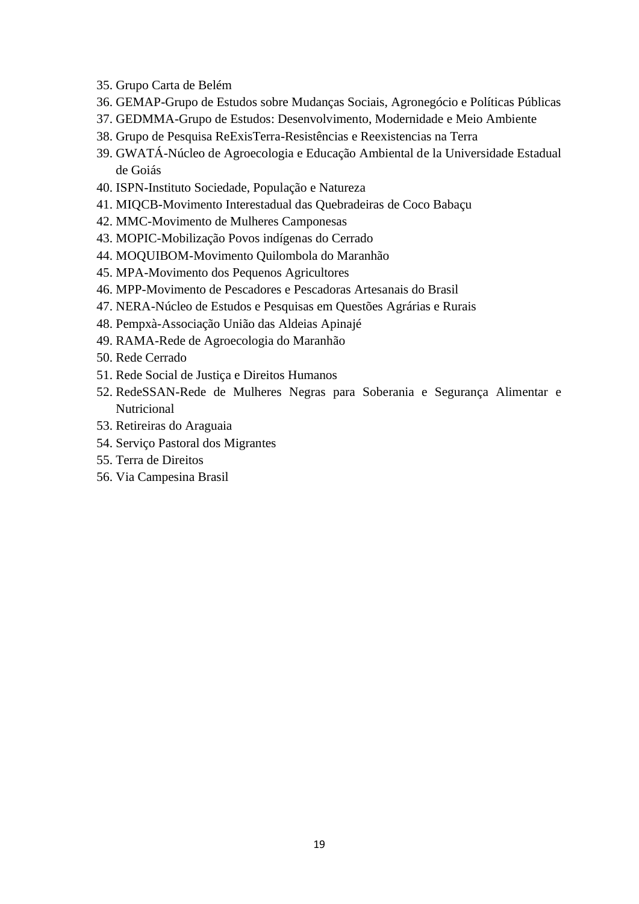35. Grupo Carta de Belém
36. GEMAP-Grupo de Estudos sobre Mudanças Sociais, Agronegócio e Políticas Públicas
37. GEDMMA-Grupo de Estudos: Desenvolvimento, Modernidade e Meio Ambiente
38. Grupo de Pesquisa ReExisTerra-Resistências e Reexistencias na Terra
39. GWATÁ-Núcleo de Agroecologia e Educação Ambiental de la Universidade Estadual de Goiás
40. ISPN-Instituto Sociedade, População e Natureza
41. MIQCB-Movimento Interestadual das Quebradeiras de Coco Babaçu
42. MMC-Movimento de Mulheres Camponesas
43. MOPIC-Mobilização Povos indígenas do Cerrado
44. MOQUIBOM-Movimento Quilombola do Maranhão
45. MPA-Movimento dos Pequenos Agricultores
46. MPP-Movimento de Pescadores e Pescadoras Artesanais do Brasil
47. NERA-Núcleo de Estudos e Pesquisas em Questões Agrárias e Rurais
48. Pempxà-Associação União das Aldeias Apinajé
49. RAMA-Rede de Agroecologia do Maranhão
50. Rede Cerrado
51. Rede Social de Justiça e Direitos Humanos
52. RedeSSAN-Rede de Mulheres Negras para Soberania e Segurança Alimentar e Nutricional
53. Retireiras do Araguaia
54. Serviço Pastoral dos Migrantes
55. Terra de Direitos
56. Via Campesina Brasil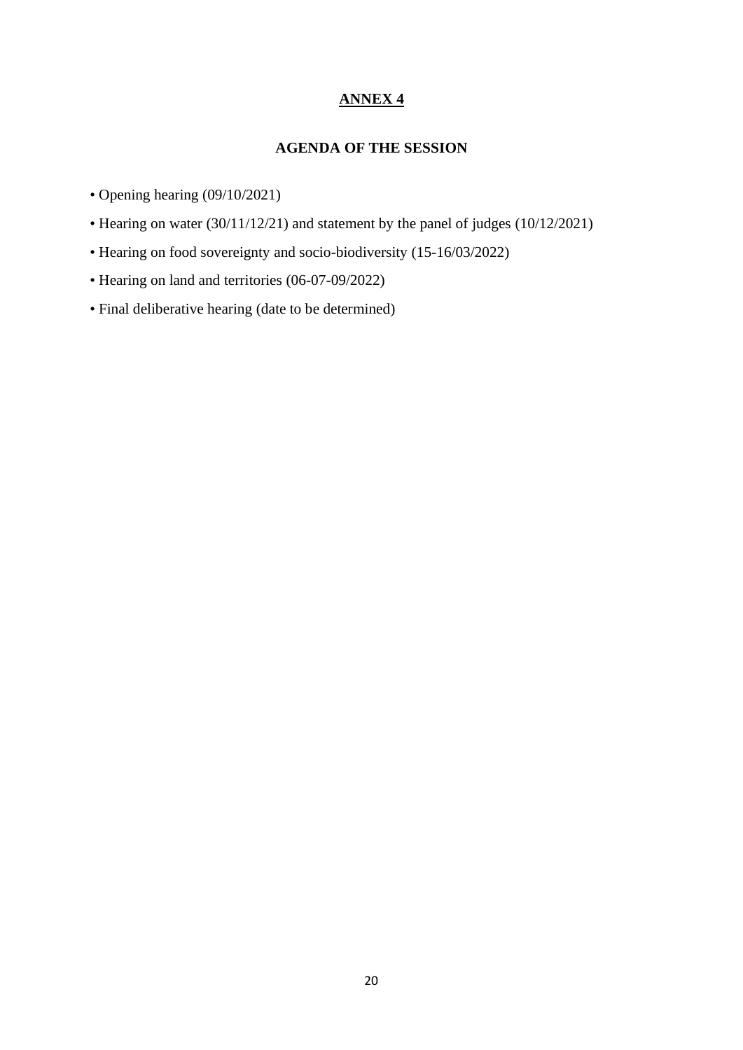# ANNEX 4

## AGENDA OF THE SESSION

- Opening hearing (09/10/2021)
- Hearing on water (30/11/12/21) and statement by the panel of judges (10/12/2021)
- Hearing on food sovereignty and socio-biodiversity (15-16/03/2022)
- Hearing on land and territories (06-07-09/2022)
- Final deliberative hearing (date to be determined)